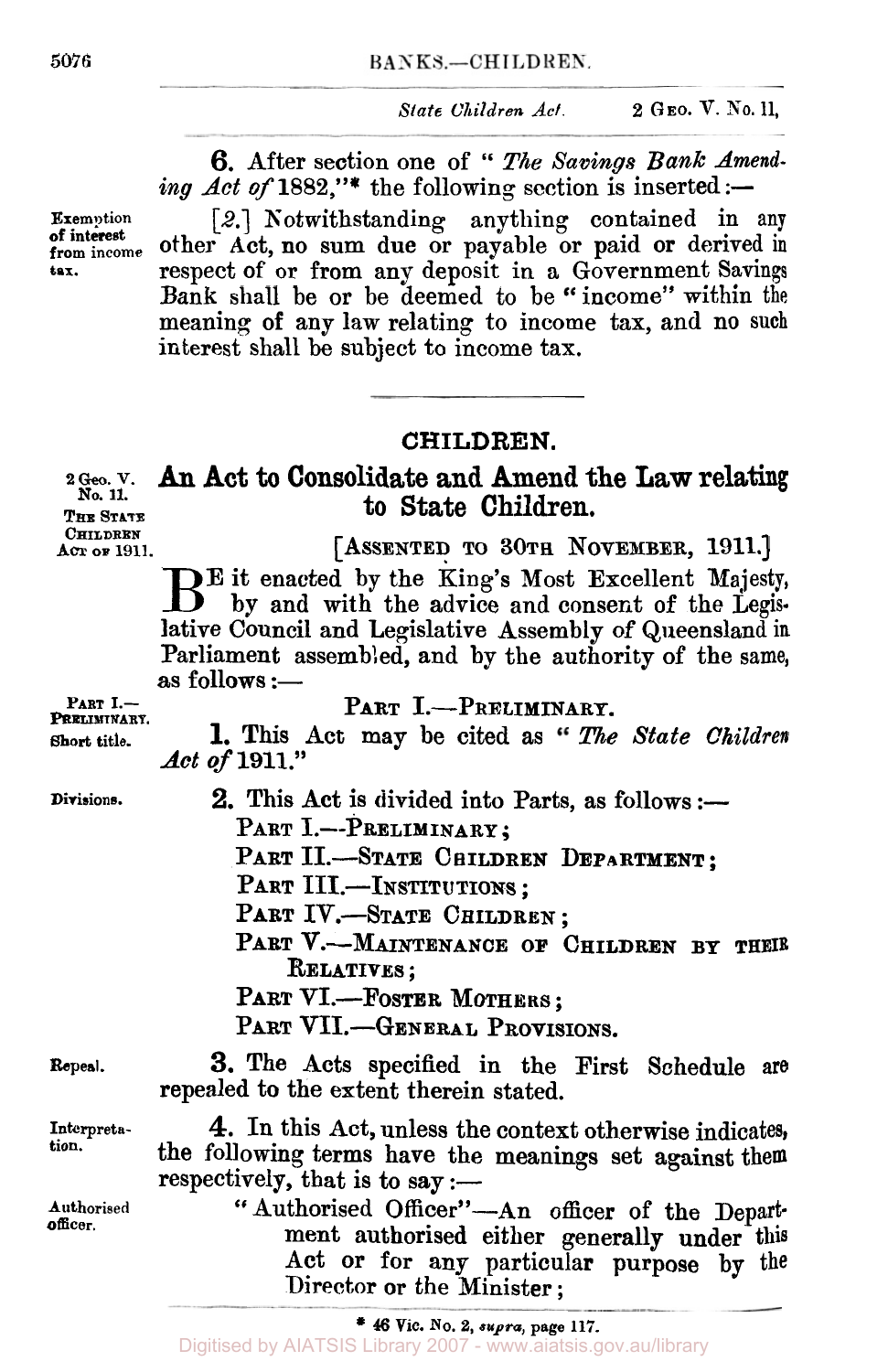*State Children Act.* 2 Geo. V. No. 11,

**6.** After section one of "*The Savings Bank Amending Act of* 1882,"* the following section is inserted:—

Exemption of interest from income tax.

[*2.*] Notwithstanding anything contained in any other Act, no sum due or payable or paid or derived in respect of or from any deposit in a Government Savings Bank shall be or be deemed to be "income" within the meaning of any law relating to income tax, and no such interest shall be subject to income tax.

---

## CHILDREN.

2 Geo. V. No. 11. THE STATE CHILDREN ACT OF 1911.

# An Act to Consolidate and Amend the Law relating to State Children.

[ASSENTED TO 30TH NOVEMBER, 1911.]

BE it enacted by the King's Most Excellent Majesty, by and with the advice and consent of the Legislative Council and Legislative Assembly of Queensland in Parliament assembled, and by the authority of the same, as follows:—

PART I.—PRELIMINARY.

### PART I.—PRELIMINARY.

Short title.

**1.** This Act may be cited as "*The State Children Act of* 1911."

Divisions.

**2.** This Act is divided into Parts, as follows:—

PART I.—PRELIMINARY;
PART II.—STATE CHILDREN DEPARTMENT;
PART III.—INSTITUTIONS;
PART IV.—STATE CHILDREN;
PART V.—MAINTENANCE OF CHILDREN BY THEIR RELATIVES;
PART VI.—FOSTER MOTHERS;
PART VII.—GENERAL PROVISIONS.

Repeal.

**3.** The Acts specified in the First Schedule are repealed to the extent therein stated.

Interpretation.

**4.** In this Act, unless the context otherwise indicates, the following terms have the meanings set against them respectively, that is to say:—

Authorised officer.

"Authorised Officer"—An officer of the Department authorised either generally under this Act or for any particular purpose by the Director or the Minister;

\* 46 Vic. No. 2, *supra*, page 117.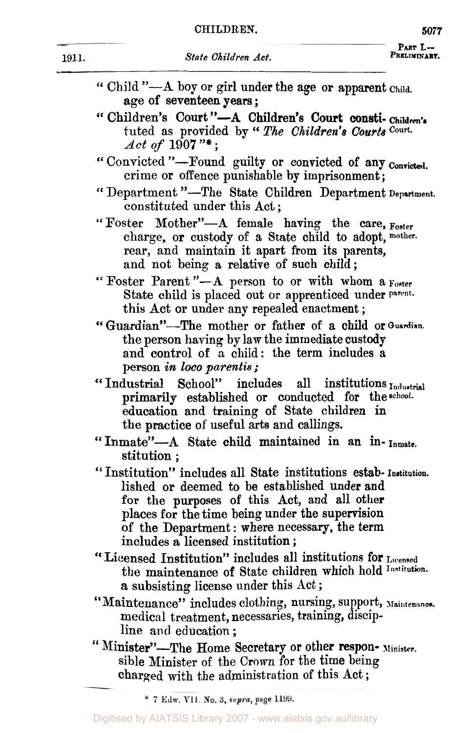"Child"—A boy or girl under the age or apparent age of seventeen years;

"Children's Court"—A Children's Court constituted as provided by "*The Children's Courts Act of* 1907"*;

"Convicted"—Found guilty or convicted of any crime or offence punishable by imprisonment;

"Department"—The State Children Department constituted under this Act;

"Foster Mother"—A female having the care, charge, or custody of a State child to adopt, rear, and maintain it apart from its parents, and not being a relative of such child;

"Foster Parent"—A person to or with whom a State child is placed out or apprenticed under this Act or under any repealed enactment;

"Guardian"—The mother or father of a child or the person having by law the immediate custody and control of a child: the term includes a person *in loco parentis;*

"Industrial School" includes all institutions primarily established or conducted for the education and training of State children in the practice of useful arts and callings.

"Inmate"—A State child maintained in an institution;

"Institution" includes all State institutions established or deemed to be established under and for the purposes of this Act, and all other places for the time being under the supervision of the Department: where necessary, the term includes a licensed institution;

"Licensed Institution" includes all institutions for the maintenance of State children which hold a subsisting license under this Act;

"Maintenance" includes clothing, nursing, support, medical treatment, necessaries, training, discipline and education;

"Minister"—The Home Secretary or other responsible Minister of the Crown for the time being charged with the administration of this Act;

\* 7 Edw. VII. No. 3, *supra*, page 1199.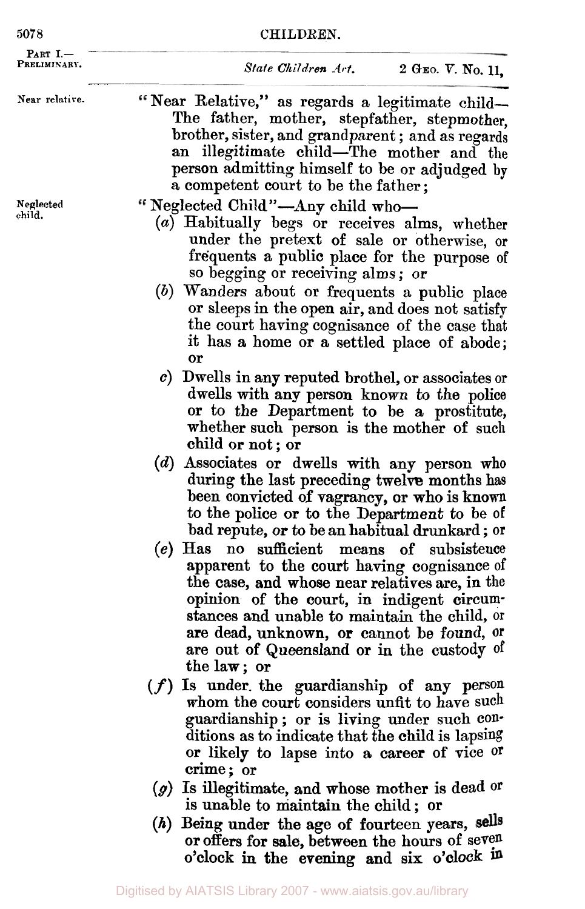"Near Relative," as regards a legitimate child—The father, mother, stepfather, stepmother, brother, sister, and grandparent; and as regards an illegitimate child—The mother and the person admitting himself to be or adjudged by a competent court to be the father;

"Neglected Child"—Any child who—

(*a*) Habitually begs or receives alms, whether under the pretext of sale or otherwise, or frequents a public place for the purpose of so begging or receiving alms; or

(*b*) Wanders about or frequents a public place or sleeps in the open air, and does not satisfy the court having cognisance of the case that it has a home or a settled place of abode; or

(*c*) Dwells in any reputed brothel, or associates or dwells with any person known to the police or to the Department to be a prostitute, whether such person is the mother of such child or not; or

(*d*) Associates or dwells with any person who during the last preceding twelve months has been convicted of vagrancy, or who is known to the police or to the Department to be of bad repute, or to be an habitual drunkard; or

(*e*) Has no sufficient means of subsistence apparent to the court having cognisance of the case, and whose near relatives are, in the opinion of the court, in indigent circumstances and unable to maintain the child, or are dead, unknown, or cannot be found, or are out of Queensland or in the custody of the law; or

(*f*) Is under the guardianship of any person whom the court considers unfit to have such guardianship; or is living under such conditions as to indicate that the child is lapsing or likely to lapse into a career of vice or crime; or

(*g*) Is illegitimate, and whose mother is dead or is unable to maintain the child; or

(*h*) Being under the age of fourteen years, sells or offers for sale, between the hours of seven o'clock in the evening and six o'clock in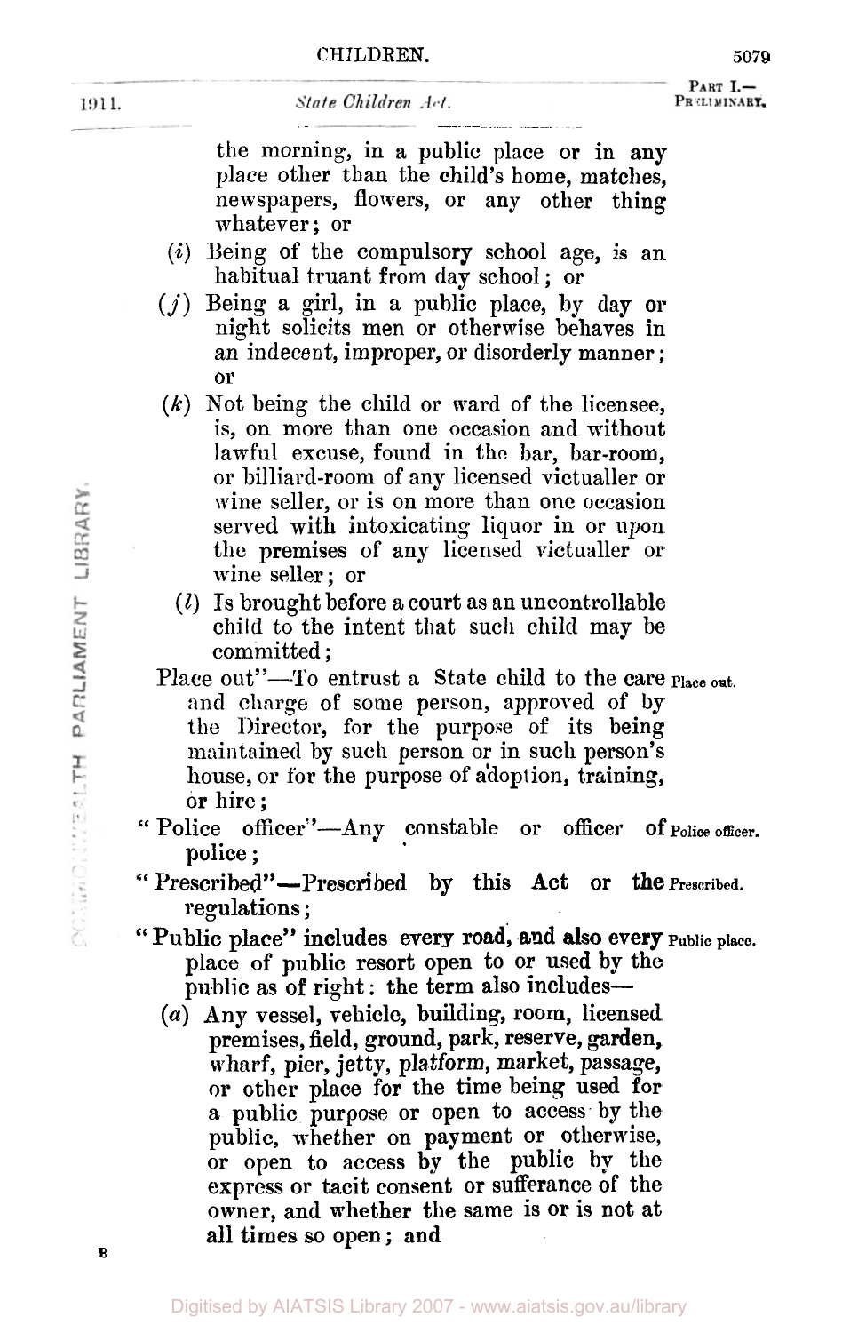the morning, in a public place or in any place other than the child's home, matches, newspapers, flowers, or any other thing whatever; or

(*i*) Being of the compulsory school age, is an habitual truant from day school; or

(*j*) Being a girl, in a public place, by day or night solicits men or otherwise behaves in an indecent, improper, or disorderly manner; or

(*k*) Not being the child or ward of the licensee, is, on more than one occasion and without lawful excuse, found in the bar, bar-room, or billiard-room of any licensed victualler or wine seller, or is on more than one occasion served with intoxicating liquor in or upon the premises of any licensed victualler or wine seller; or

(*l*) Is brought before a court as an uncontrollable child to the intent that such child may be committed;

"Place out"—To entrust a State child to the care and charge of some person, approved of by the Director, for the purpose of its being maintained by such person or in such person's house, or for the purpose of adoption, training, or hire; *Place out.*

"Police officer"—Any constable or officer of police; *Police officer.*

"Prescribed"—Prescribed by this Act or the regulations; *Prescribed.*

"Public place" includes every road, and also every place of public resort open to or used by the public as of right: the term also includes— *Public place.*

(*a*) Any vessel, vehicle, building, room, licensed premises, field, ground, park, reserve, garden, wharf, pier, jetty, platform, market, passage, or other place for the time being used for a public purpose or open to access by the public, whether on payment or otherwise, or open to access by the public by the express or tacit consent or sufferance of the owner, and whether the same is or is not at all times so open; and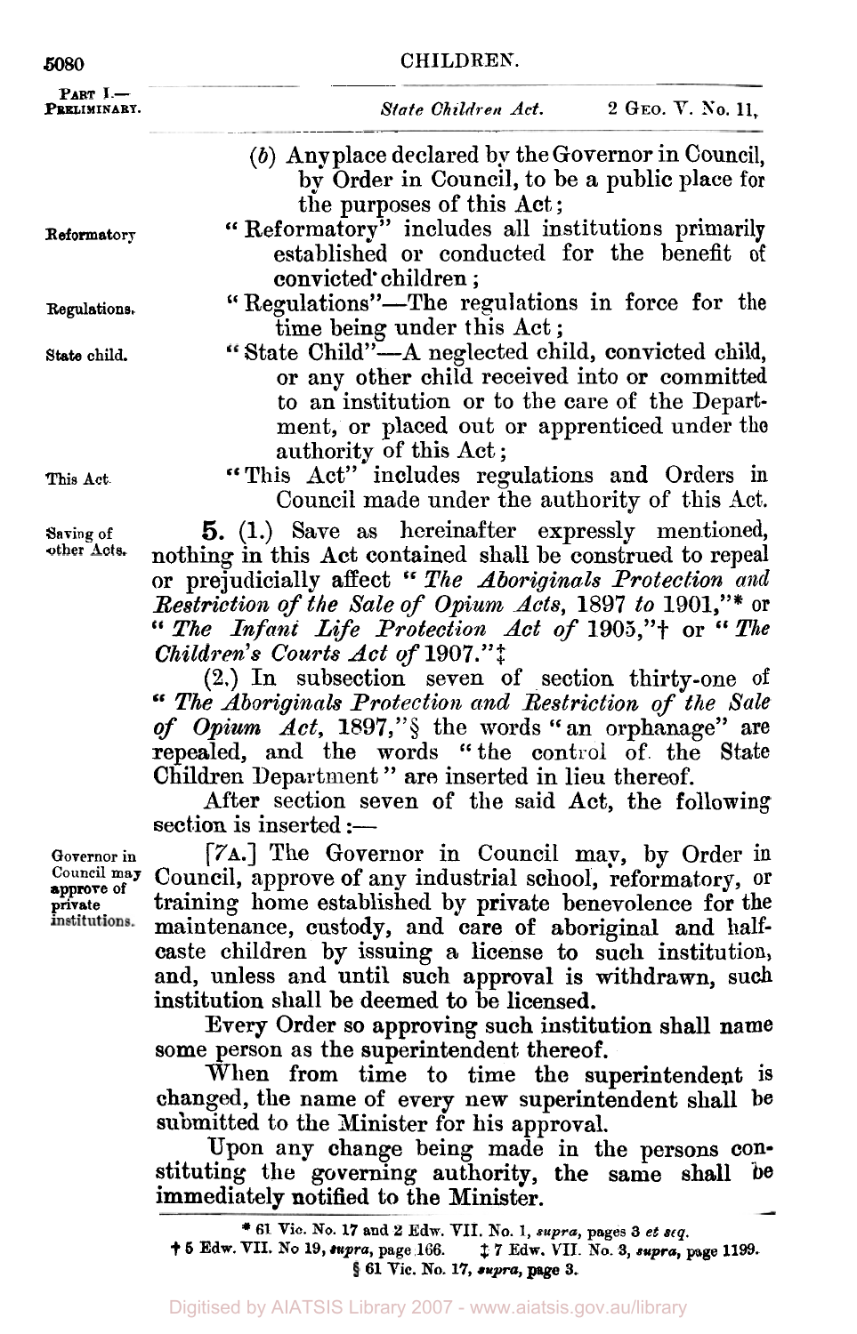(*b*) Any place declared by the Governor in Council, by Order in Council, to be a public place for the purposes of this Act;

Reformatory — "Reformatory" includes all institutions primarily established or conducted for the benefit of convicted children;

Regulations. — "Regulations"—The regulations in force for the time being under this Act;

State child. — "State Child"—A neglected child, convicted child, or any other child received into or committed to an institution or to the care of the Department, or placed out or apprenticed under the authority of this Act;

This Act. — "This Act" includes regulations and Orders in Council made under the authority of this Act.

Saving of other Acts. — **5.** (1.) Save as hereinafter expressly mentioned, nothing in this Act contained shall be construed to repeal or prejudicially affect "*The Aboriginals Protection and Restriction of the Sale of Opium Acts,* 1897 *to* 1901,"* or "*The Infant Life Protection Act of* 1905,"† or "*The Children's Courts Act of* 1907."‡

(2.) In subsection seven of section thirty-one of "*The Aboriginals Protection and Restriction of the Sale of Opium Act,* 1897,"§ the words "an orphanage" are repealed, and the words "the control of the State Children Department" are inserted in lieu thereof.

After section seven of the said Act, the following section is inserted:—

Governor in Council may approve of private institutions. — [7A.] The Governor in Council may, by Order in Council, approve of any industrial school, reformatory, or training home established by private benevolence for the maintenance, custody, and care of aboriginal and half-caste children by issuing a license to such institution, and, unless and until such approval is withdrawn, such institution shall be deemed to be licensed.

Every Order so approving such institution shall name some person as the superintendent thereof.

When from time to time the superintendent is changed, the name of every new superintendent shall be submitted to the Minister for his approval.

Upon any change being made in the persons constituting the governing authority, the same shall be immediately notified to the Minister.

---

\* 61 Vic. No. 17 and 2 Edw. VII. No. 1, *supra*, pages 3 *et seq.*

† 5 Edw. VII. No 19, *supra*, page 166. ‡ 7 Edw. VII. No. 3, *supra*, page 1199.

§ 61 Vic. No. 17, *supra*, page 3.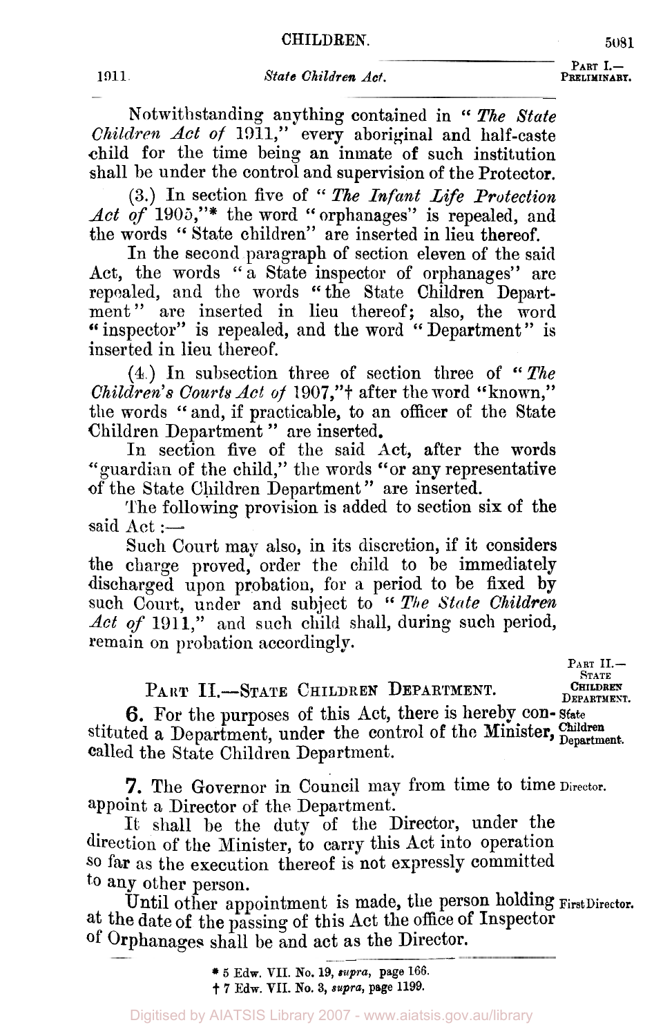Notwithstanding anything contained in "*The State Children Act of* 1911," every aboriginal and half-caste child for the time being an inmate of such institution shall be under the control and supervision of the Protector.

(3.) In section five of "*The Infant Life Protection Act of* 1905,"* the word "orphanages" is repealed, and the words "State children" are inserted in lieu thereof.

In the second paragraph of section eleven of the said Act, the words "a State inspector of orphanages" are repealed, and the words "the State Children Department" are inserted in lieu thereof; also, the word "inspector" is repealed, and the word "Department" is inserted in lieu thereof.

(4.) In subsection three of section three of "*The Children's Courts Act of* 1907,"† after the word "known," the words "and, if practicable, to an officer of the State Children Department" are inserted.

In section five of the said Act, after the words "guardian of the child," the words "or any representative of the State Children Department" are inserted.

The following provision is added to section six of the said Act:—

Such Court may also, in its discretion, if it considers the charge proved, order the child to be immediately discharged upon probation, for a period to be fixed by such Court, under and subject to "*The State Children Act of* 1911," and such child shall, during such period, remain on probation accordingly.

## PART II.—STATE CHILDREN DEPARTMENT.

*PART II.—STATE CHILDREN DEPARTMENT.*

*State Children Department.*

**6.** For the purposes of this Act, there is hereby constituted a Department, under the control of the Minister, called the State Children Department.

*Director.*

**7.** The Governor in Council may from time to time appoint a Director of the Department.

It shall be the duty of the Director, under the direction of the Minister, to carry this Act into operation so far as the execution thereof is not expressly committed to any other person.

*First Director.*

Until other appointment is made, the person holding at the date of the passing of this Act the office of Inspector of Orphanages shall be and act as the Director.

\* 5 Edw. VII. No. 19, *supra*, page 166.

† 7 Edw. VII. No. 3, *supra*, page 1199.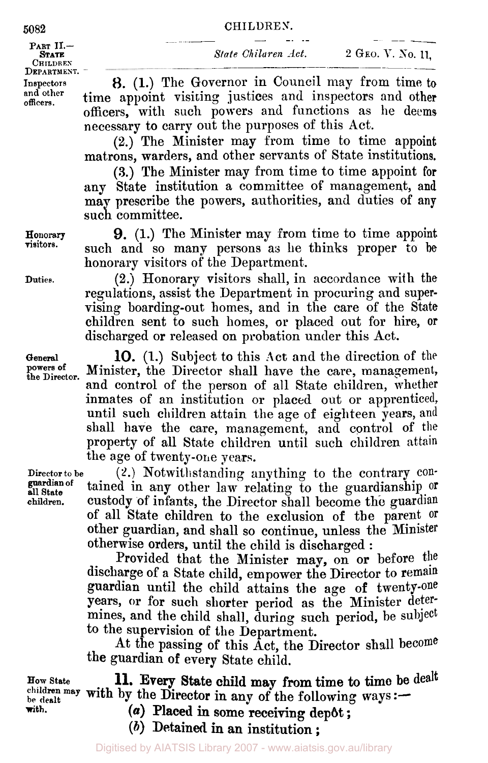PART II.—STATE CHILDREN DEPARTMENT.

*State Children Act.* 2 GEO. V. No. 11,

Inspectors and other officers.

**8.** (1.) The Governor in Council may from time to time appoint visiting justices and inspectors and other officers, with such powers and functions as he deems necessary to carry out the purposes of this Act.

(2.) The Minister may from time to time appoint matrons, warders, and other servants of State institutions.

(3.) The Minister may from time to time appoint for any State institution a committee of management, and may prescribe the powers, authorities, and duties of any such committee.

Honorary visitors.

**9.** (1.) The Minister may from time to time appoint such and so many persons as he thinks proper to be honorary visitors of the Department.

Duties.

(2.) Honorary visitors shall, in accordance with the regulations, assist the Department in procuring and supervising boarding-out homes, and in the care of the State children sent to such homes, or placed out for hire, or discharged or released on probation under this Act.

General powers of the Director.

**10.** (1.) Subject to this Act and the direction of the Minister, the Director shall have the care, management, and control of the person of all State children, whether inmates of an institution or placed out or apprenticed, until such children attain the age of eighteen years, and shall have the care, management, and control of the property of all State children until such children attain the age of twenty-one years.

Director to be guardian of all State children.

(2.) Notwithstanding anything to the contrary contained in any other law relating to the guardianship or custody of infants, the Director shall become the guardian of all State children to the exclusion of the parent or other guardian, and shall so continue, unless the Minister otherwise orders, until the child is discharged:

Provided that the Minister may, on or before the discharge of a State child, empower the Director to remain guardian until the child attains the age of twenty-one years, or for such shorter period as the Minister determines, and the child shall, during such period, be subject to the supervision of the Department.

At the passing of this Act, the Director shall become the guardian of every State child.

How State children may be dealt with.

**11. Every State child may from time to time be dealt** with by the Director in any of the following ways:—

**(a) Placed in some receiving depôt;**

**(b) Detained in an institution;**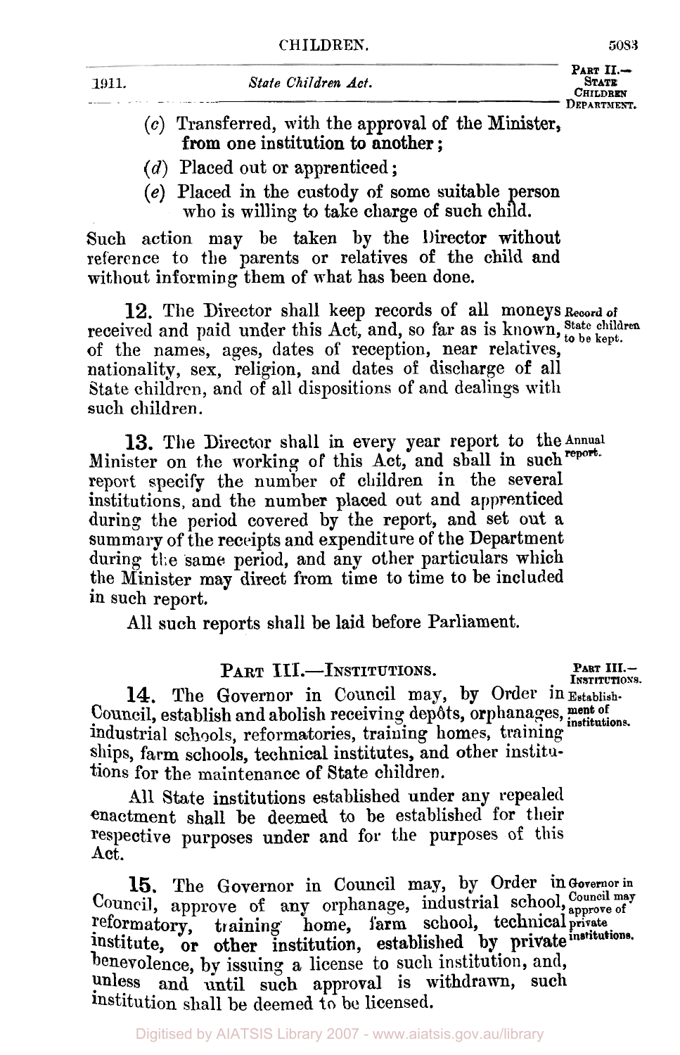(*c*) Transferred, with the approval of the Minister, from one institution to another;

(*d*) Placed out or apprenticed;

(*e*) Placed in the custody of some suitable person who is willing to take charge of such child.

Such action may be taken by the Director without reference to the parents or relatives of the child and without informing them of what has been done.

**12.** The Director shall keep records of all moneys received and paid under this Act, and, so far as is known, of the names, ages, dates of reception, near relatives, nationality, sex, religion, and dates of discharge of all State children, and of all dispositions of and dealings with such children.

*Record of State children to be kept.*

**13.** The Director shall in every year report to the Minister on the working of this Act, and shall in such report specify the number of children in the several institutions, and the number placed out and apprenticed during the period covered by the report, and set out a summary of the receipts and expenditure of the Department during the same period, and any other particulars which the Minister may direct from time to time to be included in such report.

*Annual report.*

All such reports shall be laid before Parliament.

## PART III.—INSTITUTIONS.

**14.** The Governor in Council may, by Order in Council, establish and abolish receiving depôts, orphanages, industrial schools, reformatories, training homes, training ships, farm schools, technical institutes, and other institutions for the maintenance of State children.

*Establishment of institutions.*

All State institutions established under any repealed enactment shall be deemed to be established for their respective purposes under and for the purposes of this Act.

**15.** The Governor in Council may, by Order in Council, approve of any orphanage, industrial school, reformatory, training home, farm school, technical institute, or other institution, established by private benevolence, by issuing a license to such institution, and, unless and until such approval is withdrawn, such institution shall be deemed to be licensed.

*Governor in Council may approve of private institutions.*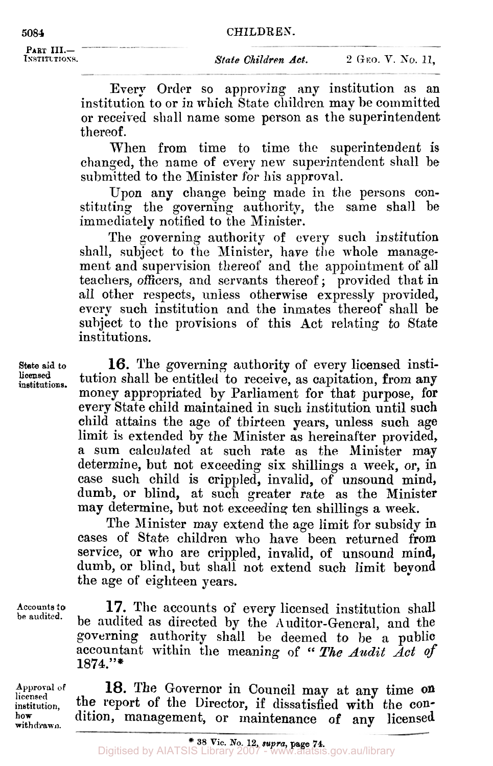Every Order so approving any institution as an institution to or in which State children may be committed or received shall name some person as the superintendent thereof.

When from time to time the superintendent is changed, the name of every new superintendent shall be submitted to the Minister for his approval.

Upon any change being made in the persons constituting the governing authority, the same shall be immediately notified to the Minister.

The governing authority of every such institution shall, subject to the Minister, have the whole management and supervision thereof and the appointment of all teachers, officers, and servants thereof; provided that in all other respects, unless otherwise expressly provided, every such institution and the inmates thereof shall be subject to the provisions of this Act relating to State institutions.

State aid to licensed institutions.

**16.** The governing authority of every licensed institution shall be entitled to receive, as capitation, from any money appropriated by Parliament for that purpose, for every State child maintained in such institution until such child attains the age of thirteen years, unless such age limit is extended by the Minister as hereinafter provided, a sum calculated at such rate as the Minister may determine, but not exceeding six shillings a week, or, in case such child is crippled, invalid, of unsound mind, dumb, or blind, at such greater rate as the Minister may determine, but not exceeding ten shillings a week.

The Minister may extend the age limit for subsidy in cases of State children who have been returned from service, or who are crippled, invalid, of unsound mind, dumb, or blind, but shall not extend such limit beyond the age of eighteen years.

Accounts to be audited.

**17.** The accounts of every licensed institution shall be audited as directed by the Auditor-General, and the governing authority shall be deemed to be a public accountant within the meaning of "*The Audit Act of* **1874**."*

Approval of licensed institution, how withdrawn.

**18.** The Governor in Council may at any time on the report of the Director, if dissatisfied with the condition, management, or maintenance of any licensed

\* 38 Vic. No. 12, *supra*, page 74.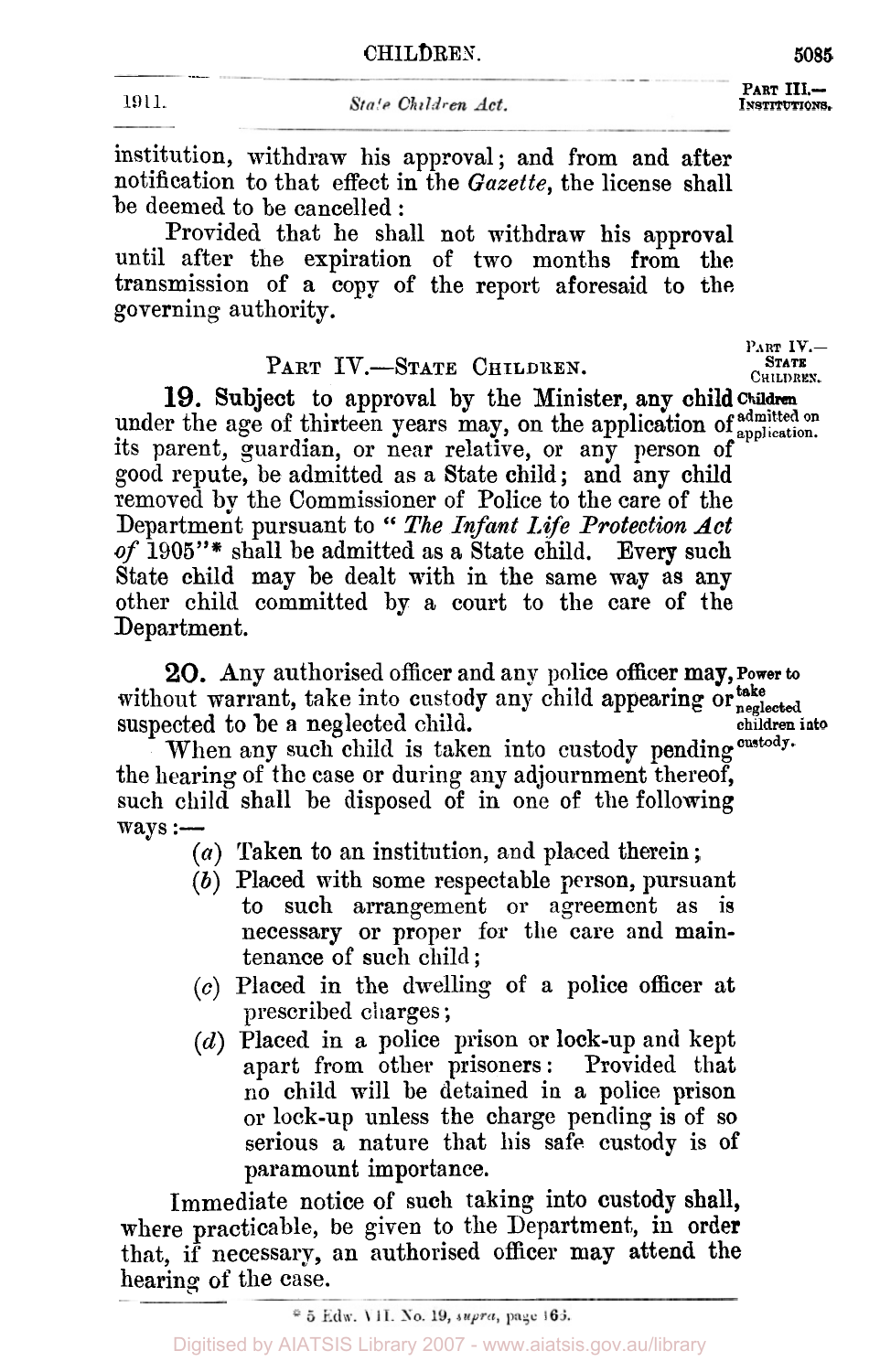institution, withdraw his approval; and from and after notification to that effect in the *Gazette*, the license shall be deemed to be cancelled:

Provided that he shall not withdraw his approval until after the expiration of two months from the transmission of a copy of the report aforesaid to the governing authority.

## PART IV.—STATE CHILDREN.

**19.** Subject to approval by the Minister, any child under the age of thirteen years may, on the application of its parent, guardian, or near relative, or any person of good repute, be admitted as a State child; and any child removed by the Commissioner of Police to the care of the Department pursuant to "*The Infant Life Protection Act of* 1905"* shall be admitted as a State child. Every such State child may be dealt with in the same way as any other child committed by a court to the care of the Department.

**Children admitted on application.**

**20.** Any authorised officer and any police officer may, without warrant, take into custody any child appearing or suspected to be a neglected child.

**Power to take neglected children into custody.**

When any such child is taken into custody pending the hearing of the case or during any adjournment thereof, such child shall be disposed of in one of the following ways:—

(*a*) Taken to an institution, and placed therein;

(*b*) Placed with some respectable person, pursuant to such arrangement or agreement as is necessary or proper for the care and maintenance of such child;

(*c*) Placed in the dwelling of a police officer at prescribed charges;

(*d*) Placed in a police prison or lock-up and kept apart from other prisoners: Provided that no child will be detained in a police prison or lock-up unless the charge pending is of so serious a nature that his safe custody is of paramount importance.

Immediate notice of such taking into custody shall, where practicable, be given to the Department, in order that, if necessary, an authorised officer may attend the hearing of the case.

* 5 Edw. VII. No. 19, *supra*, page 163.

Digitised by AIATSIS Library 2007 - www.aiatsis.gov.au/library